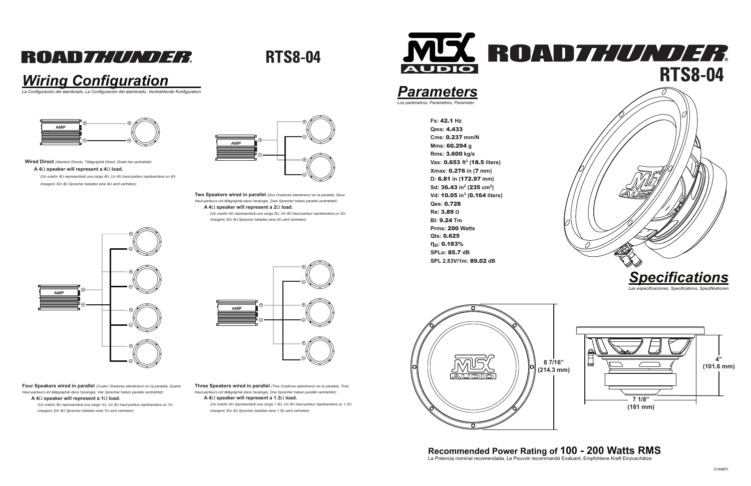# ROADTHUNDER RTS8-04

## Wiring Configuration

*La Configuración del alambrado, La Configuración del alambrado, Verdrahtende Konfiguration*

**Wired Direct** *(Alambró Directo, Télégraphié Direct, Direkt hat verdrahtet)*

**A 4Ω speaker will represent a 4Ω load.**

*(Un orador 4Ω representará una carga 4Ω, Un 4Ω haut-parleur représentera un 4Ω chargent, Ein 4Ω Sprecher beladen eine 4Ω wird vertreten)*

**Two Speakers wired in parallel** *(Dos Oradores alambraron en la paralela, Deux Haut-parleurs ont télégraphié dans l'analogie, Zwei Sprecher haben parallel verdrahtet):*

**A 4Ω speaker will represent a 2Ω load.**

*(Un orador 4Ω representará una carga 2Ω, Un 4Ω haut-parleur représentera un 2Ω chargent, Ein 4Ω Sprecher beladen eine 2Ω wird vertreten)*

**Four Speakers wired in parallel** *(Cuatro Oradores alambraron en la paralela, Quatre Haut-parleurs ont télégraphié dans l'analogie, Vier Sprecher haben parallel verdrahtet):*

**A 4Ω speaker will represent a 1Ω load.**

*(Un orador 4Ω representará una carga 1Ω, Un 4Ω haut-parleur représentera un 1Ω chargent, Ein 4Ω Sprecher beladen eine 1Ω wird vertreten)*

**Three Speakers wired in parallel** *(Tres Oradores alambraron en la paralela, Trois Haut-parleurs ont télégraphié dans l'analogie, Drei Sprecher haben parallel verdrahtet):*

**A 4Ω speaker will represent a 1.3Ω load.**

*(Un orador 4Ω representará una carga 1.3Ω, Un 4Ω haut-parleur représentera un 1.3Ω chargent, Ein 4Ω Sprecher beladen eine 1.3Ω wird vertreten)*

# MTX AUDIO ROADTHUNDER RTS8-04

## Parameters

*Los parámetros, Paramètres, Parameter*

- Fs: 42.1 Hz
- Qms: 4.433
- Cms: 0.237 mm/N
- Mms: 60.294 g
- Rms: 3.600 kg/s
- Vas: 0.653 ft$^3$ (18.5 liters)
- Xmax: 0.276 in (7 mm)
- D: 6.81 in (172.97 mm)
- Sd: 36.43 in$^2$ (235 cm$^2$)
- Vd: 10.05 in$^3$ (0.164 liters)
- Qes: 0.728
- Re: 3.89 Ω
- Bl: 9.24 Tm
- Prms: 200 Watts
- Qts: 0.625
- $\eta_0$: 0.183%
- SPLo: 85.7 dB
- SPL 2.83V/1m: 89.02 dB

## Specifications

*Las especificaciones, Specifications, Spezifikationen*

8 7/16" (214.3 mm)

4" (101.6 mm)

7 1/8" (181 mm)

**Recommended Power Rating of 100 - 200 Watts RMS**

La Potencia nominal recomendada, Le Pouvoir recommandé Evaluant, Empfohlene Kraft Einzuschätze

21A9651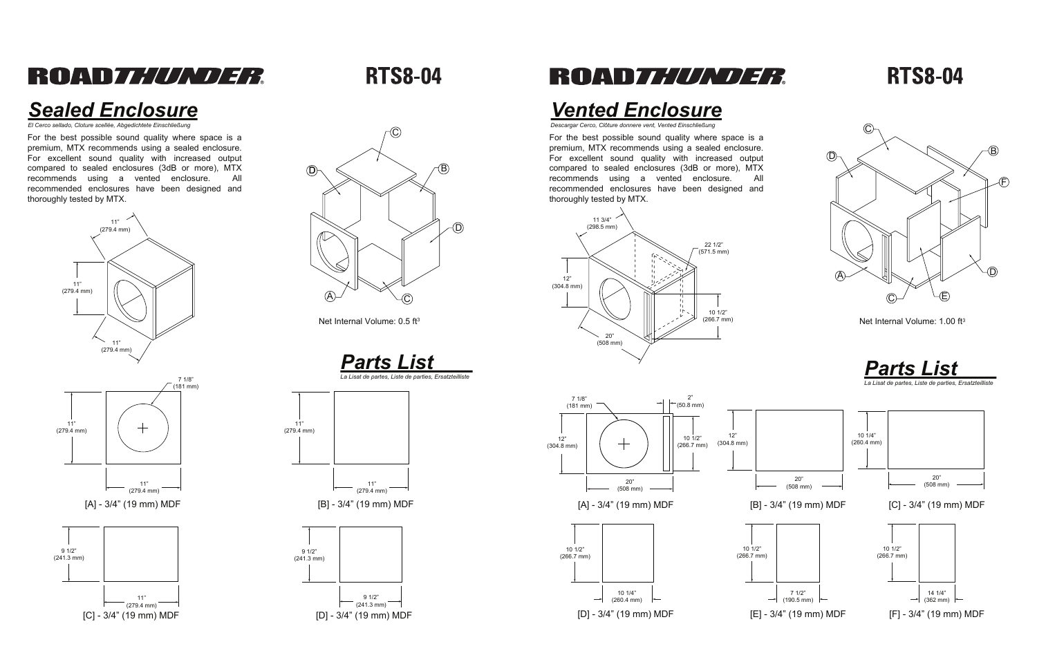# ROADTHUNDER RTS8-04

## *Sealed Enclosure*

*El Cerco sellado, Cloture scellée, Abgedichtete Einschließung*

For the best possible sound quality where space is a premium, MTX recommends using a sealed enclosure. For excellent sound quality with increased output compared to sealed enclosures (3dB or more), MTX recommends using a vented enclosure. All recommended enclosures have been designed and thoroughly tested by MTX.

11" (279.4 mm)
11" (279.4 mm)
11" (279.4 mm)

A B C D

Net Internal Volume: 0.5 ft³

## *Parts List*

*La Lisat de partes, Liste de parties, Ersatzteilliste*

7 1/8" (181 mm)
11" (279.4 mm)
11" (279.4 mm)
[A] - 3/4" (19 mm) MDF

11" (279.4 mm)
11" (279.4 mm)
[B] - 3/4" (19 mm) MDF

9 1/2" (241.3 mm)
11" (279.4 mm)
[C] - 3/4" (19 mm) MDF

9 1/2" (241.3 mm)
9 1/2" (241.3 mm)
[D] - 3/4" (19 mm) MDF

# ROADTHUNDER RTS8-04

## *Vented Enclosure*

*Descargar Cerco, Clôture donnere vent, Vented Einschließung*

For the best possible sound quality where space is a premium, MTX recommends using a sealed enclosure. For excellent sound quality with increased output compared to sealed enclosures (3dB or more), MTX recommends using a vented enclosure. All recommended enclosures have been designed and thoroughly tested by MTX.

11 3/4" (298.5 mm)
22 1/2" (571.5 mm)
12" (304.8 mm)
10 1/2" (266.7 mm)
20" (508 mm)

A B C D E F

Net Internal Volume: 1.00 ft³

## *Parts List*

*La Lisat de partes, Liste de parties, Ersatzteilliste*

7 1/8" (181 mm)
2" (50.8 mm)
12" (304.8 mm)
10 1/2" (266.7 mm)
20" (508 mm)
[A] - 3/4" (19 mm) MDF

12" (304.8 mm)
20" (508 mm)
[B] - 3/4" (19 mm) MDF

10 1/4" (260.4 mm)
20" (508 mm)
[C] - 3/4" (19 mm) MDF

10 1/2" (266.7 mm)
10 1/4" (260.4 mm)
[D] - 3/4" (19 mm) MDF

10 1/2" (266.7 mm)
7 1/2" (190.5 mm)
[E] - 3/4" (19 mm) MDF

10 1/2" (266.7 mm)
14 1/4" (362 mm)
[F] - 3/4" (19 mm) MDF